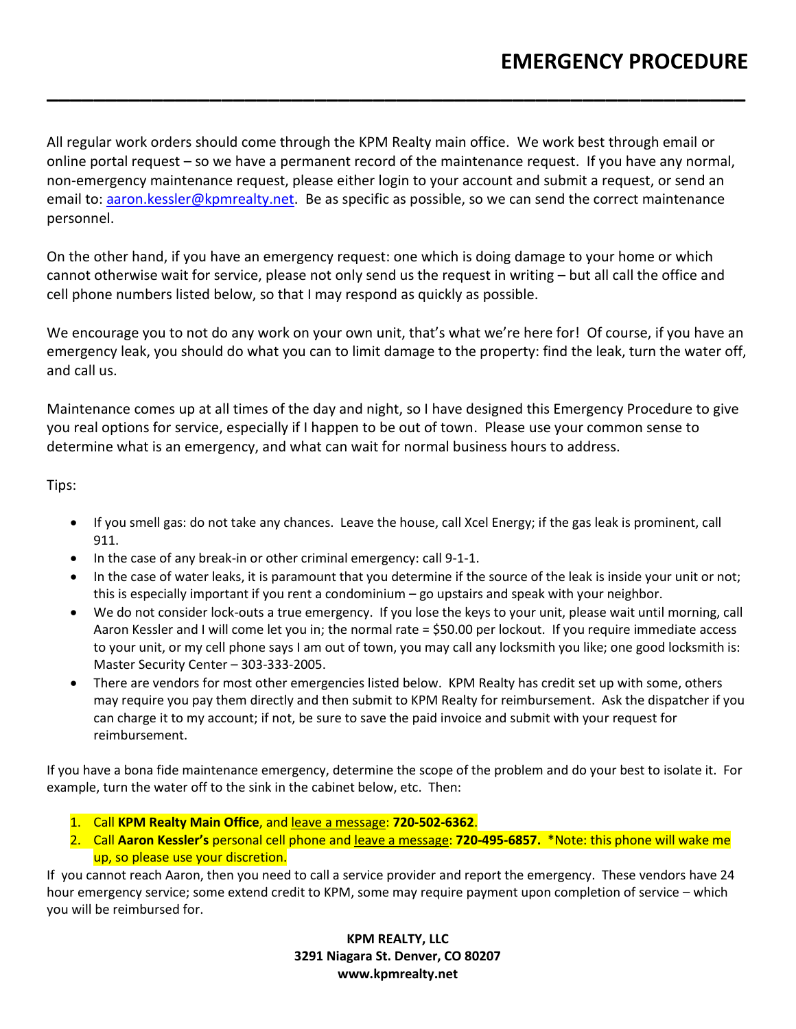# EMERGENCY PROCEDURE

All regular work orders should come through the KPM Realty main office. We work best through email or online portal request – so we have a permanent record of the maintenance request. If you have any normal, non-emergency maintenance request, please either login to your account and submit a request, or send an email to: [aaron.kessler@kpmrealty.net](mailto:aaron.kessler@kpmrealty.net). Be as specific as possible, so we can send the correct maintenance personnel.

On the other hand, if you have an emergency request: one which is doing damage to your home or which cannot otherwise wait for service, please not only send us the request in writing – but all call the office and cell phone numbers listed below, so that I may respond as quickly as possible.

We encourage you to not do any work on your own unit, that's what we're here for! Of course, if you have an emergency leak, you should do what you can to limit damage to the property: find the leak, turn the water off, and call us.

Maintenance comes up at all times of the day and night, so I have designed this Emergency Procedure to give you real options for service, especially if I happen to be out of town. Please use your common sense to determine what is an emergency, and what can wait for normal business hours to address.

Tips:

- If you smell gas: do not take any chances. Leave the house, call Xcel Energy; if the gas leak is prominent, call 911.
- In the case of any break-in or other criminal emergency: call 9-1-1.
- In the case of water leaks, it is paramount that you determine if the source of the leak is inside your unit or not; this is especially important if you rent a condominium – go upstairs and speak with your neighbor.
- We do not consider lock-outs a true emergency. If you lose the keys to your unit, please wait until morning, call Aaron Kessler and I will come let you in; the normal rate = $50.00 per lockout. If you require immediate access to your unit, or my cell phone says I am out of town, you may call any locksmith you like; one good locksmith is: Master Security Center – 303-333-2005.
- There are vendors for most other emergencies listed below. KPM Realty has credit set up with some, others may require you pay them directly and then submit to KPM Realty for reimbursement. Ask the dispatcher if you can charge it to my account; if not, be sure to save the paid invoice and submit with your request for reimbursement.

If you have a bona fide maintenance emergency, determine the scope of the problem and do your best to isolate it. For example, turn the water off to the sink in the cabinet below, etc. Then:

1. Call **KPM Realty Main Office**, and leave a message: **720-502-6362**.
2. Call **Aaron Kessler's** personal cell phone and leave a message: **720-495-6857.** *Note: this phone will wake me up, so please use your discretion.

If you cannot reach Aaron, then you need to call a service provider and report the emergency. These vendors have 24 hour emergency service; some extend credit to KPM, some may require payment upon completion of service – which you will be reimbursed for.

**KPM REALTY, LLC**
**3291 Niagara St. Denver, CO 80207**
**www.kpmrealty.net**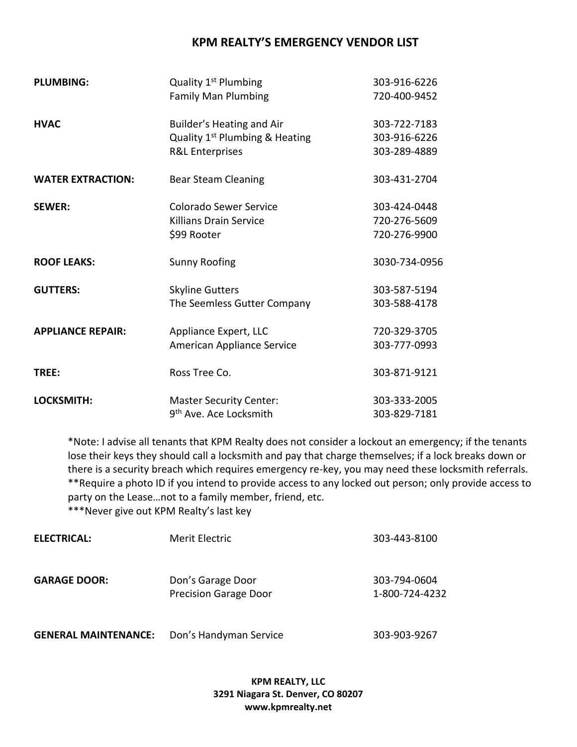# KPM REALTY'S EMERGENCY VENDOR LIST

| | | |
|---|---|---|
| **PLUMBING:** | Quality 1st Plumbing | 303-916-6226 |
| | Family Man Plumbing | 720-400-9452 |
| **HVAC** | Builder's Heating and Air | 303-722-7183 |
| | Quality 1st Plumbing & Heating | 303-916-6226 |
| | R&L Enterprises | 303-289-4889 |
| **WATER EXTRACTION:** | Bear Steam Cleaning | 303-431-2704 |
| **SEWER:** | Colorado Sewer Service | 303-424-0448 |
| | Killians Drain Service | 720-276-5609 |
| | $99 Rooter | 720-276-9900 |
| **ROOF LEAKS:** | Sunny Roofing | 3030-734-0956 |
| **GUTTERS:** | Skyline Gutters | 303-587-5194 |
| | The Seemless Gutter Company | 303-588-4178 |
| **APPLIANCE REPAIR:** | Appliance Expert, LLC | 720-329-3705 |
| | American Appliance Service | 303-777-0993 |
| **TREE:** | Ross Tree Co. | 303-871-9121 |
| **LOCKSMITH:** | Master Security Center: | 303-333-2005 |
| | 9th Ave. Ace Locksmith | 303-829-7181 |

*Note: I advise all tenants that KPM Realty does not consider a lockout an emergency; if the tenants lose their keys they should call a locksmith and pay that charge themselves; if a lock breaks down or there is a security breach which requires emergency re-key, you may need these locksmith referrals.
**Require a photo ID if you intend to provide access to any locked out person; only provide access to party on the Lease…not to a family member, friend, etc.
***Never give out KPM Realty's last key

| | | |
|---|---|---|
| **ELECTRICAL:** | Merit Electric | 303-443-8100 |
| **GARAGE DOOR:** | Don's Garage Door | 303-794-0604 |
| | Precision Garage Door | 1-800-724-4232 |
| **GENERAL MAINTENANCE:** | Don's Handyman Service | 303-903-9267 |

**KPM REALTY, LLC**
**3291 Niagara St. Denver, CO 80207**
**www.kpmrealty.net**